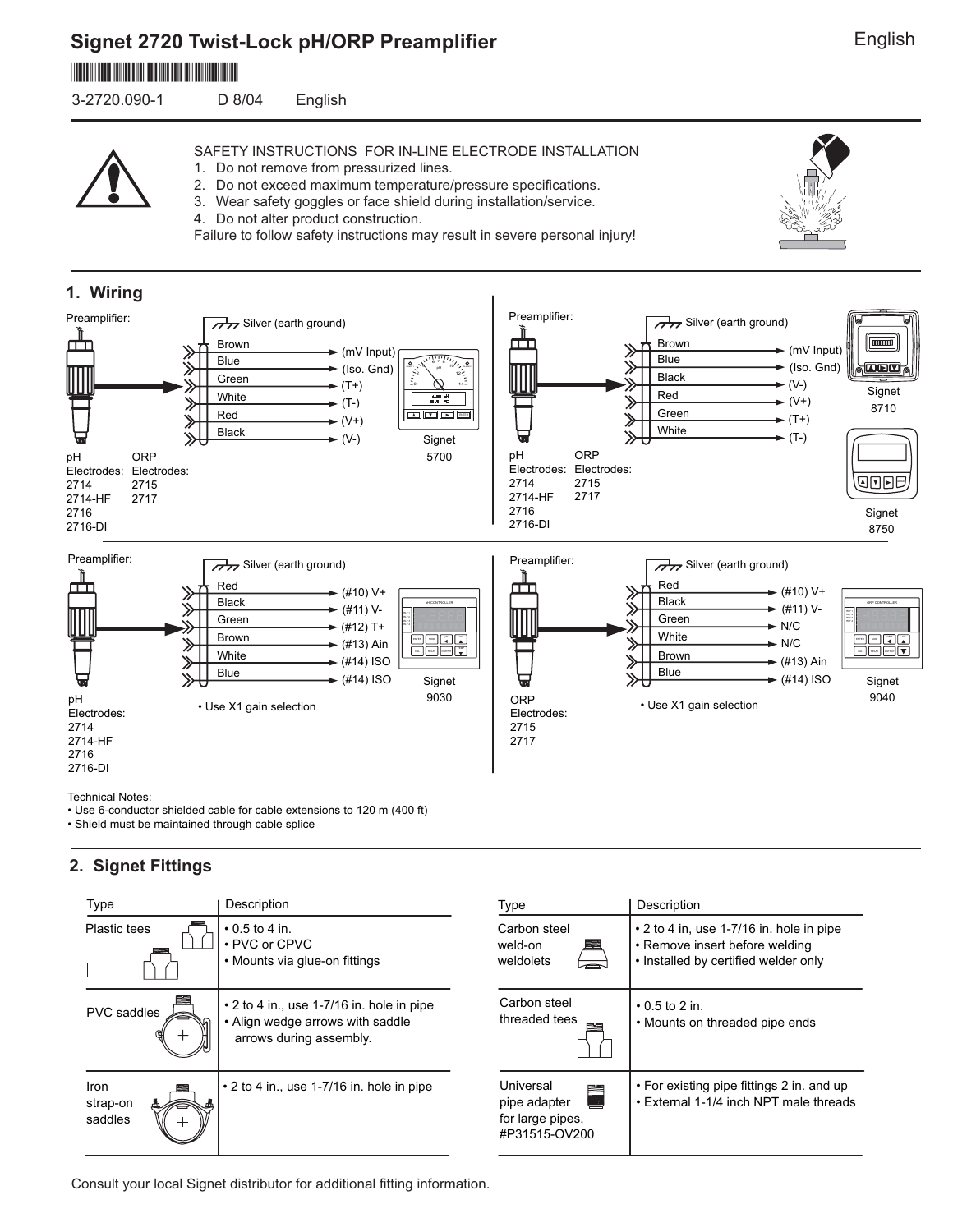# Signet 2720 Twist-Lock pH/ORP Preamplifier

English

3-2720.090-1 D 8/04 English

SAFETY INSTRUCTIONS FOR IN-LINE ELECTRODE INSTALLATION

1. Do not remove from pressurized lines.
2. Do not exceed maximum temperature/pressure specifications.
3. Wear safety goggles or face shield during installation/service.
4. Do not alter product construction.

Failure to follow safety instructions may result in severe personal injury!

## 1. Wiring

**Preamplifier to Signet 5700**

| Wire | Terminal |
|---|---|
| Silver (earth ground) | |
| Brown | (mV Input) |
| Blue | (Iso. Gnd) |
| Green | (T+) |
| White | (T-) |
| Red | (V+) |
| Black | (V-) |

pH Electrodes: 2714, 2714-HF, 2716, 2716-DI
ORP Electrodes: 2715, 2717

**Preamplifier to Signet 8710 / Signet 8750**

| Wire | Terminal |
|---|---|
| Silver (earth ground) | |
| Brown | (mV Input) |
| Blue | (Iso. Gnd) |
| Black | (V-) |
| Red | (V+) |
| Green | (T+) |
| White | (T-) |

pH Electrodes: 2714, 2714-HF, 2716, 2716-DI
ORP Electrodes: 2715, 2717

**Preamplifier to Signet 9030**

| Wire | Terminal |
|---|---|
| Silver (earth ground) | |
| Red | (#10) V+ |
| Black | (#11) V- |
| Green | (#12) T+ |
| Brown | (#13) Ain |
| White | (#14) ISO |
| Blue | (#14) ISO |

• Use X1 gain selection

pH Electrodes: 2714, 2714-HF, 2716, 2716-DI

**Preamplifier to Signet 9040**

| Wire | Terminal |
|---|---|
| Silver (earth ground) | |
| Red | (#10) V+ |
| Black | (#11) V- |
| Green | N/C |
| White | N/C |
| Brown | (#13) Ain |
| Blue | (#14) ISO |

• Use X1 gain selection

ORP Electrodes: 2715, 2717

Technical Notes:

- Use 6-conductor shielded cable for cable extensions to 120 m (400 ft)
- Shield must be maintained through cable splice

## 2. Signet Fittings

| Type | Description |
|---|---|
| Plastic tees | • 0.5 to 4 in.<br>• PVC or CPVC<br>• Mounts via glue-on fittings |
| PVC saddles | • 2 to 4 in., use 1-7/16 in. hole in pipe<br>• Align wedge arrows with saddle arrows during assembly. |
| Iron strap-on saddles | • 2 to 4 in., use 1-7/16 in. hole in pipe |
| Carbon steel weld-on weldolets | • 2 to 4 in, use 1-7/16 in. hole in pipe<br>• Remove insert before welding<br>• Installed by certified welder only |
| Carbon steel threaded tees | • 0.5 to 2 in.<br>• Mounts on threaded pipe ends |
| Universal pipe adapter for large pipes, #P31515-OV200 | • For existing pipe fittings 2 in. and up<br>• External 1-1/4 inch NPT male threads |

Consult your local Signet distributor for additional fitting information.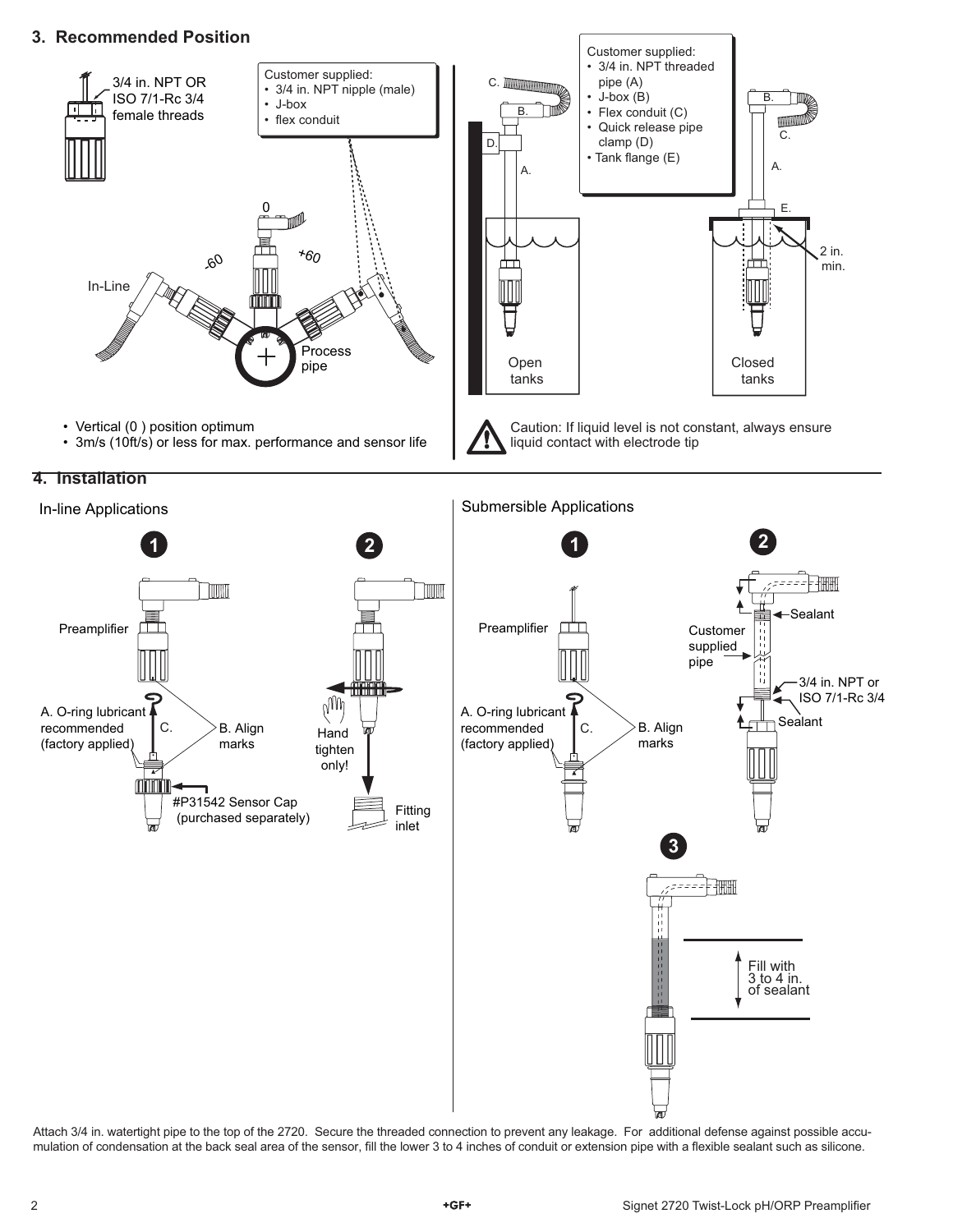## 3. Recommended Position

3/4 in. NPT OR ISO 7/1-Rc 3/4 female threads

Customer supplied:
- 3/4 in. NPT nipple (male)
- J-box
- flex conduit

0

-60

+60

In-Line

Process pipe

- Vertical (0 ) position optimum
- 3m/s (10ft/s) or less for max. performance and sensor life

Customer supplied:
- 3/4 in. NPT threaded pipe (A)
- J-box (B)
- Flex conduit (C)
- Quick release pipe clamp (D)
- Tank flange (E)

2 in. min.

Open tanks

Closed tanks

Caution: If liquid level is not constant, always ensure liquid contact with electrode tip

## 4. Installation

### In-line Applications

**1**

Preamplifier

A. O-ring lubricant recommended (factory applied)

B. Align marks

C.

#P31542 Sensor Cap (purchased separately)

**2**

Hand tighten only!

Fitting inlet

### Submersible Applications

**1**

Preamplifier

A. O-ring lubricant recommended (factory applied)

B. Align marks

C.

**2**

Sealant

Customer supplied pipe

3/4 in. NPT or ISO 7/1-Rc 3/4

Sealant

**3**

Fill with 3 to 4 in. of sealant

Attach 3/4 in. watertight pipe to the top of the 2720. Secure the threaded connection to prevent any leakage. For additional defense against possible accumulation of condensation at the back seal area of the sensor, fill the lower 3 to 4 inches of conduit or extension pipe with a flexible sealant such as silicone.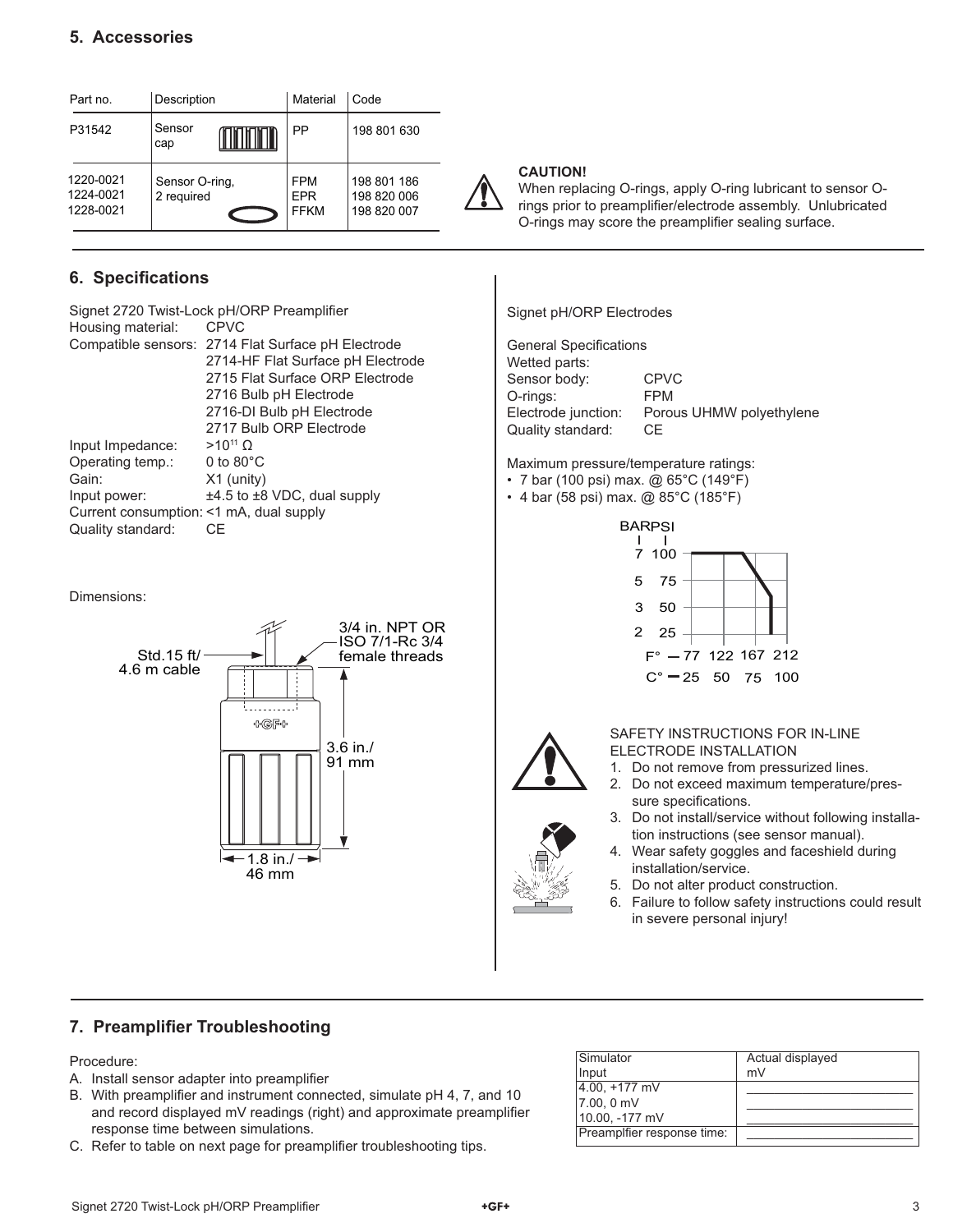## 5. Accessories

| Part no. | Description | Material | Code |
|---|---|---|---|
| P31542 | Sensor cap | PP | 198 801 630 |
| 1220-0021<br>1224-0021<br>1228-0021 | Sensor O-ring, 2 required | FPM<br>EPR<br>FFKM | 198 801 186<br>198 820 006<br>198 820 007 |

**CAUTION!**
When replacing O-rings, apply O-ring lubricant to sensor O-rings prior to preamplifier/electrode assembly. Unlubricated O-rings may score the preamplifier sealing surface.

## 6. Specifications

Signet 2720 Twist-Lock pH/ORP Preamplifier

Housing material: CPVC

Compatible sensors:
- 2714 Flat Surface pH Electrode
- 2714-HF Flat Surface pH Electrode
- 2715 Flat Surface ORP Electrode
- 2716 Bulb pH Electrode
- 2716-DI Bulb pH Electrode
- 2717 Bulb ORP Electrode

Input Impedance: $>10^{11}\ \Omega$

Operating temp.: 0 to 80°C

Gain: X1 (unity)

Input power: ±4.5 to ±8 VDC, dual supply

Current consumption: <1 mA, dual supply

Quality standard: CE

Dimensions:

- Std.15 ft/ 4.6 m cable
- 3/4 in. NPT OR ISO 7/1-Rc 3/4 female threads
- 3.6 in./ 91 mm
- 1.8 in./ 46 mm

Signet pH/ORP Electrodes

General Specifications

Wetted parts:

Sensor body: CPVC

O-rings: FPM

Electrode junction: Porous UHMW polyethylene

Quality standard: CE

Maximum pressure/temperature ratings:
- 7 bar (100 psi) max. @ 65°C (149°F)
- 4 bar (58 psi) max. @ 85°C (185°F)

BAR PSI: 7 100, 5 75, 3 50, 2 25
F° 77 122 167 212
C° 25 50 75 100

SAFETY INSTRUCTIONS FOR IN-LINE ELECTRODE INSTALLATION
1. Do not remove from pressurized lines.
2. Do not exceed maximum temperature/pressure specifications.
3. Do not install/service without following installation instructions (see sensor manual).
4. Wear safety goggles and faceshield during installation/service.
5. Do not alter product construction.
6. Failure to follow safety instructions could result in severe personal injury!

## 7. Preamplifier Troubleshooting

Procedure:

A. Install sensor adapter into preamplifier

B. With preamplifier and instrument connected, simulate pH 4, 7, and 10 and record displayed mV readings (right) and approximate preamplifier response time between simulations.

C. Refer to table on next page for preamplifier troubleshooting tips.

| Simulator Input | Actual displayed mV |
|---|---|
| 4.00, +177 mV | |
| 7.00, 0 mV | |
| 10.00, -177 mV | |
| Preamplfier response time: | |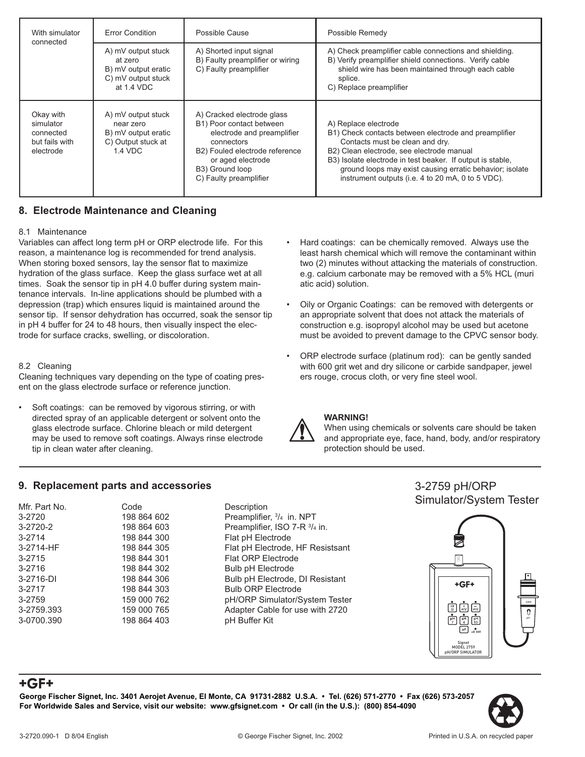| | Error Condition | Possible Cause | Possible Remedy |
|---|---|---|---|
| With simulator connected | A) mV output stuck at zero<br>B) mV output erratic<br>C) mV output stuck at 1.4 VDC | A) Shorted input signal<br>B) Faulty preamplifier or wiring<br>C) Faulty preamplifier | A) Check preamplifier cable connections and shielding.<br>B) Verify preamplifier shield connections. Verify cable shield wire has been maintained through each cable splice.<br>C) Replace preamplifier |
| Okay with simulator connected but fails with electrode | A) mV output stuck near zero<br>B) mV output erratic<br>C) Output stuck at 1.4 VDC | A) Cracked electrode glass<br>B1) Poor contact between electrode and preamplifier connectors<br>B2) Fouled electrode reference or aged electrode<br>B3) Ground loop<br>C) Faulty preamplifier | A) Replace electrode<br>B1) Check contacts between electrode and preamplifier Contacts must be clean and dry.<br>B2) Clean electrode, see electrode manual<br>B3) Isolate electrode in test beaker. If output is stable, ground loops may exist causing erratic behavior; isolate instrument outputs (i.e. 4 to 20 mA, 0 to 5 VDC). |

## 8. Electrode Maintenance and Cleaning

8.1 Maintenance

Variables can affect long term pH or ORP electrode life. For this reason, a maintenance log is recommended for trend analysis. When storing boxed sensors, lay the sensor flat to maximize hydration of the glass surface. Keep the glass surface wet at all times. Soak the sensor tip in pH 4.0 buffer during system maintenance intervals. In-line applications should be plumbed with a depression (trap) which ensures liquid is maintained around the sensor tip. If sensor dehydration has occurred, soak the sensor tip in pH 4 buffer for 24 to 48 hours, then visually inspect the electrode for surface cracks, swelling, or discoloration.

8.2 Cleaning

Cleaning techniques vary depending on the type of coating present on the glass electrode surface or reference junction.

- Soft coatings: can be removed by vigorous stirring, or with directed spray of an applicable detergent or solvent onto the glass electrode surface. Chlorine bleach or mild detergent may be used to remove soft coatings. Always rinse electrode tip in clean water after cleaning.
- Hard coatings: can be chemically removed. Always use the least harsh chemical which will remove the contaminant within two (2) minutes without attacking the materials of construction. e.g. calcium carbonate may be removed with a 5% HCL (muriatic acid) solution.
- Oily or Organic Coatings: can be removed with detergents or an appropriate solvent that does not attack the materials of construction e.g. isopropyl alcohol may be used but acetone must be avoided to prevent damage to the CPVC sensor body.
- ORP electrode surface (platinum rod): can be gently sanded with 600 grit wet and dry silicone or carbide sandpaper, jewelers rouge, crocus cloth, or very fine steel wool.

**WARNING!**
When using chemicals or solvents care should be taken and appropriate eye, face, hand, body, and/or respiratory protection should be used.

## 9. Replacement parts and accessories

| Mfr. Part No. | Code | Description |
|---|---|---|
| 3-2720 | 198 864 602 | Preamplifier, 3/4 in. NPT |
| 3-2720-2 | 198 864 603 | Preamplifier, ISO 7-R 3/4 in. |
| 3-2714 | 198 844 300 | Flat pH Electrode |
| 3-2714-HF | 198 844 305 | Flat pH Electrode, HF Resistsant |
| 3-2715 | 198 844 301 | Flat ORP Electrode |
| 3-2716 | 198 844 302 | Bulb pH Electrode |
| 3-2716-DI | 198 844 306 | Bulb pH Electrode, DI Resistant |
| 3-2717 | 198 844 303 | Bulb ORP Electrode |
| 3-2759 | 159 000 762 | pH/ORP Simulator/System Tester |
| 3-2759.393 | 159 000 765 | Adapter Cable for use with 2720 |
| 3-0700.390 | 198 864 403 | pH Buffer Kit |

3-2759 pH/ORP Simulator/System Tester

+GF+

George Fischer Signet, Inc. 3401 Aerojet Avenue, El Monte, CA 91731-2882 U.S.A. • Tel. (626) 571-2770 • Fax (626) 573-2057
For Worldwide Sales and Service, visit our website: www.gfsignet.com • Or call (in the U.S.): (800) 854-4090

3-2720.090-1 D 8/04 English © George Fischer Signet, Inc. 2002 Printed in U.S.A. on recycled paper